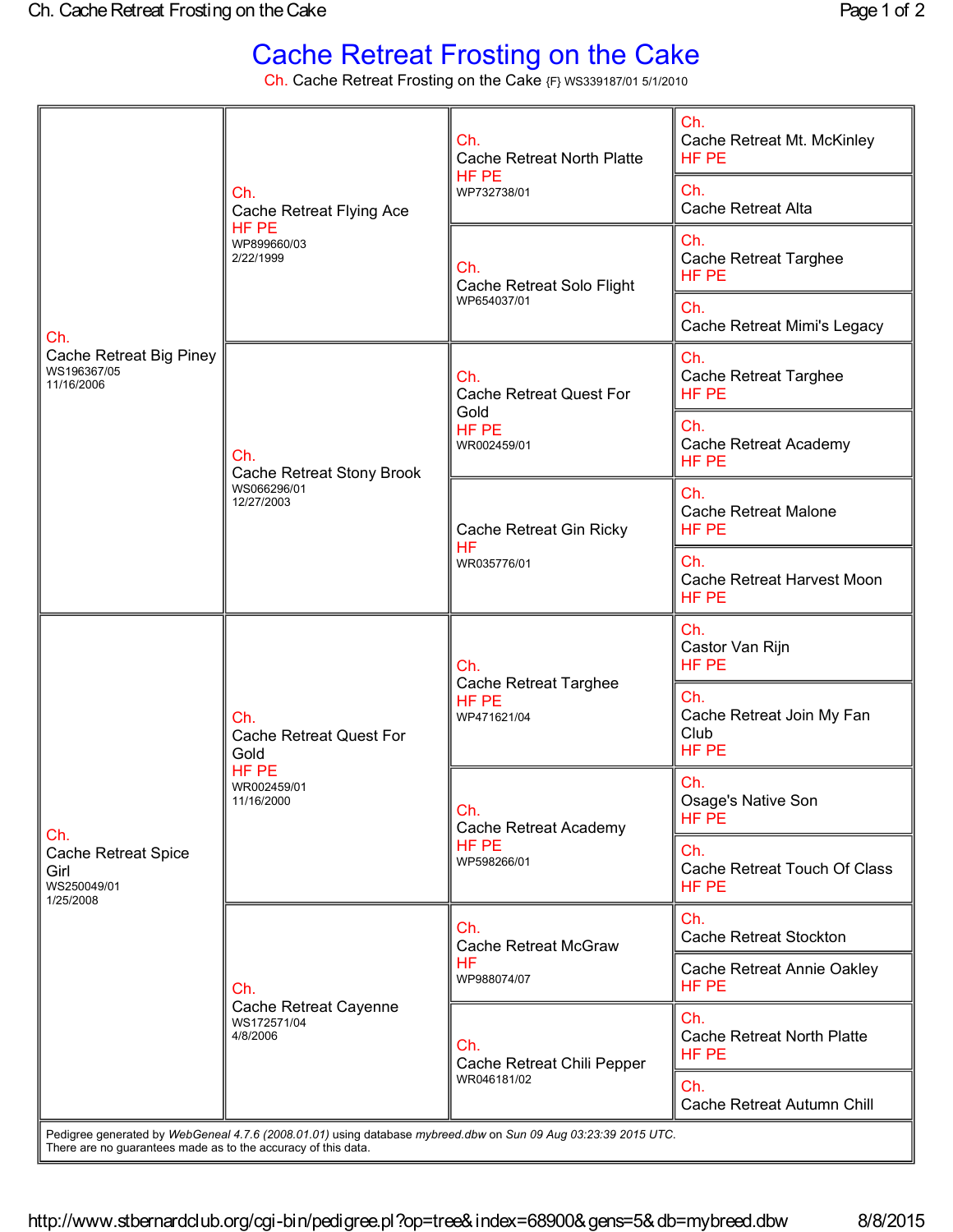# Cache Retreat Frosting on the Cake

Ch. Cache Retreat Frosting on the Cake {F} WS339187/01 5/1/2010

| Parents | Grandparents | Great-Grandparents | Great-Great-Grandparents |
|---|---|---|---|
| Ch. Cache Retreat Big Piney WS196367/05 11/16/2006 | Ch. Cache Retreat Flying Ace HF PE WP899660/03 2/22/1999 | Ch. Cache Retreat North Platte HF PE WP732738/01 | Ch. Cache Retreat Mt. McKinley HF PE |
| | | | Ch. Cache Retreat Alta |
| | | Ch. Cache Retreat Solo Flight WP654037/01 | Ch. Cache Retreat Targhee HF PE |
| | | | Ch. Cache Retreat Mimi's Legacy |
| | Ch. Cache Retreat Stony Brook WS066296/01 12/27/2003 | Ch. Cache Retreat Quest For Gold HF PE WR002459/01 | Ch. Cache Retreat Targhee HF PE |
| | | | Ch. Cache Retreat Academy HF PE |
| | | Cache Retreat Gin Ricky HF WR035776/01 | Ch. Cache Retreat Malone HF PE |
| | | | Ch. Cache Retreat Harvest Moon HF PE |
| Ch. Cache Retreat Spice Girl WS250049/01 1/25/2008 | Ch. Cache Retreat Quest For Gold HF PE WR002459/01 11/16/2000 | Ch. Cache Retreat Targhee HF PE WP471621/04 | Ch. Castor Van Rijn HF PE |
| | | | Ch. Cache Retreat Join My Fan Club HF PE |
| | | Ch. Cache Retreat Academy HF PE WP598266/01 | Ch. Osage's Native Son HF PE |
| | | | Ch. Cache Retreat Touch Of Class HF PE |
| | Ch. Cache Retreat Cayenne WS172571/04 4/8/2006 | Ch. Cache Retreat McGraw HF WP988074/07 | Ch. Cache Retreat Stockton |
| | | | Cache Retreat Annie Oakley HF PE |
| | | Ch. Cache Retreat Chili Pepper WR046181/02 | Ch. Cache Retreat North Platte HF PE |
| | | | Ch. Cache Retreat Autumn Chill |

Pedigree generated by *WebGeneal 4.7.6 (2008.01.01)* using database *mybreed.dbw* on *Sun 09 Aug 03:23:39 2015 UTC*.
There are no guarantees made as to the accuracy of this data.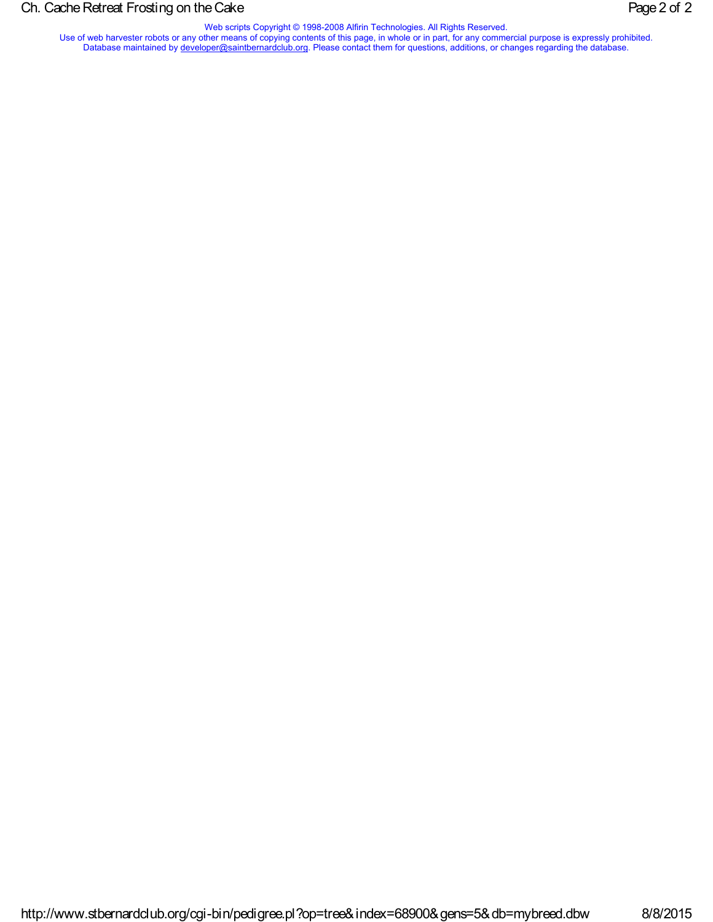Web scripts Copyright © 1998-2008 Alfirin Technologies. All Rights Reserved.
Use of web harvester robots or any other means of copying contents of this page, in whole or in part, for any commercial purpose is expressly prohibited.
Database maintained by developer@saintbernardclub.org. Please contact them for questions, additions, or changes regarding the database.